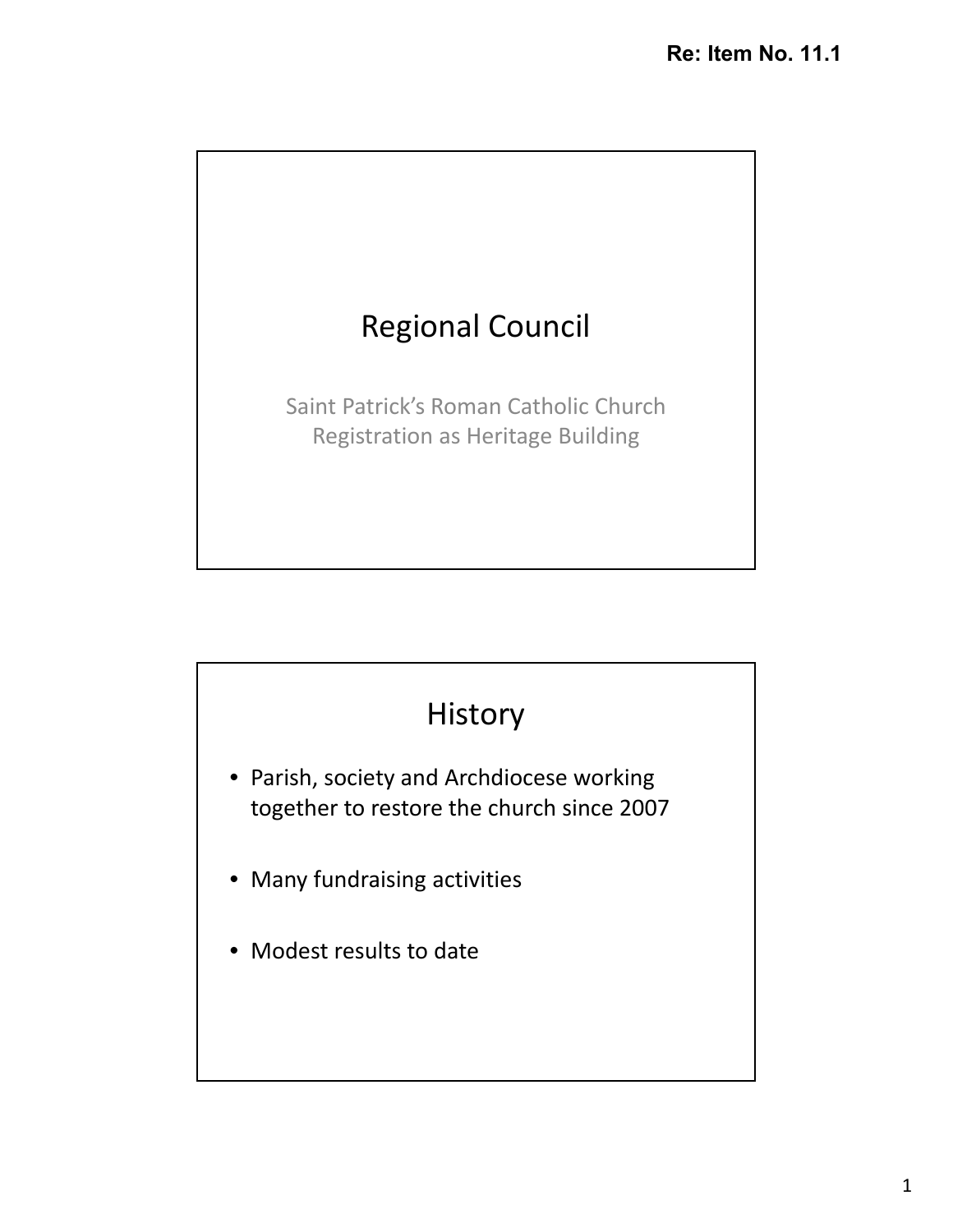**Re: Item No. 11.1**

# Regional Council

Saint Patrick's Roman Catholic Church
Registration as Heritage Building

## History

- Parish, society and Archdiocese working together to restore the church since 2007
- Many fundraising activities
- Modest results to date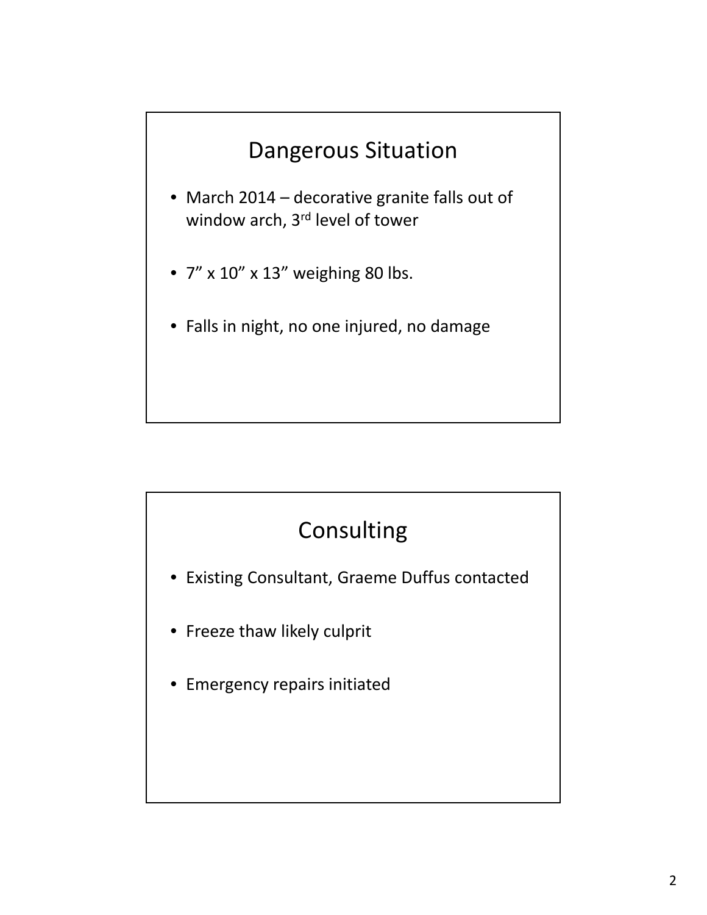## Dangerous Situation

- March 2014 – decorative granite falls out of window arch, 3rd level of tower
- 7" x 10" x 13" weighing 80 lbs.
- Falls in night, no one injured, no damage

## Consulting

- Existing Consultant, Graeme Duffus contacted
- Freeze thaw likely culprit
- Emergency repairs initiated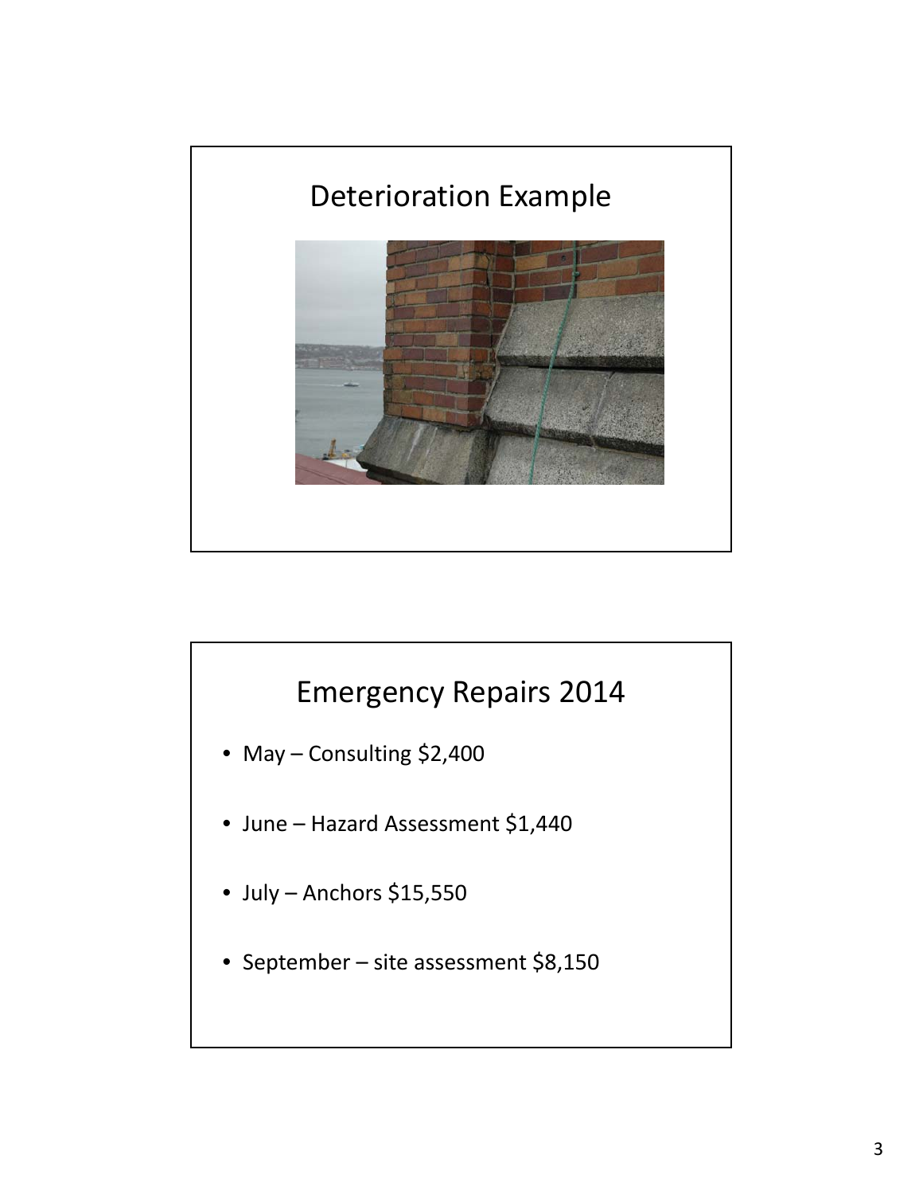## Deterioration Example

## Emergency Repairs 2014

- May – Consulting $2,400
- June – Hazard Assessment $1,440
- July – Anchors $15,550
- September – site assessment $8,150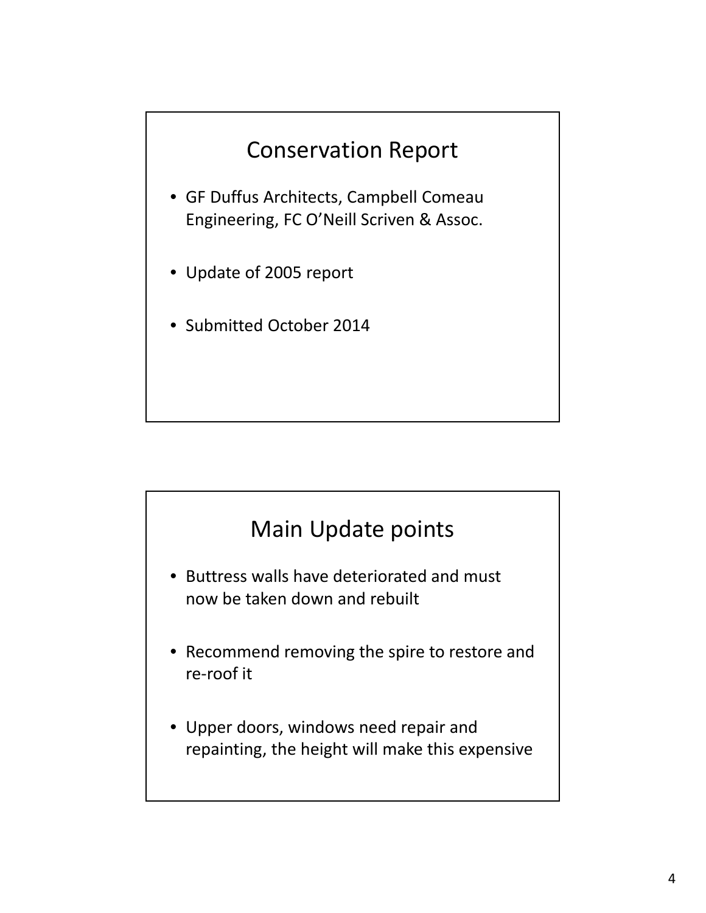## Conservation Report

- GF Duffus Architects, Campbell Comeau Engineering, FC O'Neill Scriven & Assoc.
- Update of 2005 report
- Submitted October 2014

## Main Update points

- Buttress walls have deteriorated and must now be taken down and rebuilt
- Recommend removing the spire to restore and re-roof it
- Upper doors, windows need repair and repainting, the height will make this expensive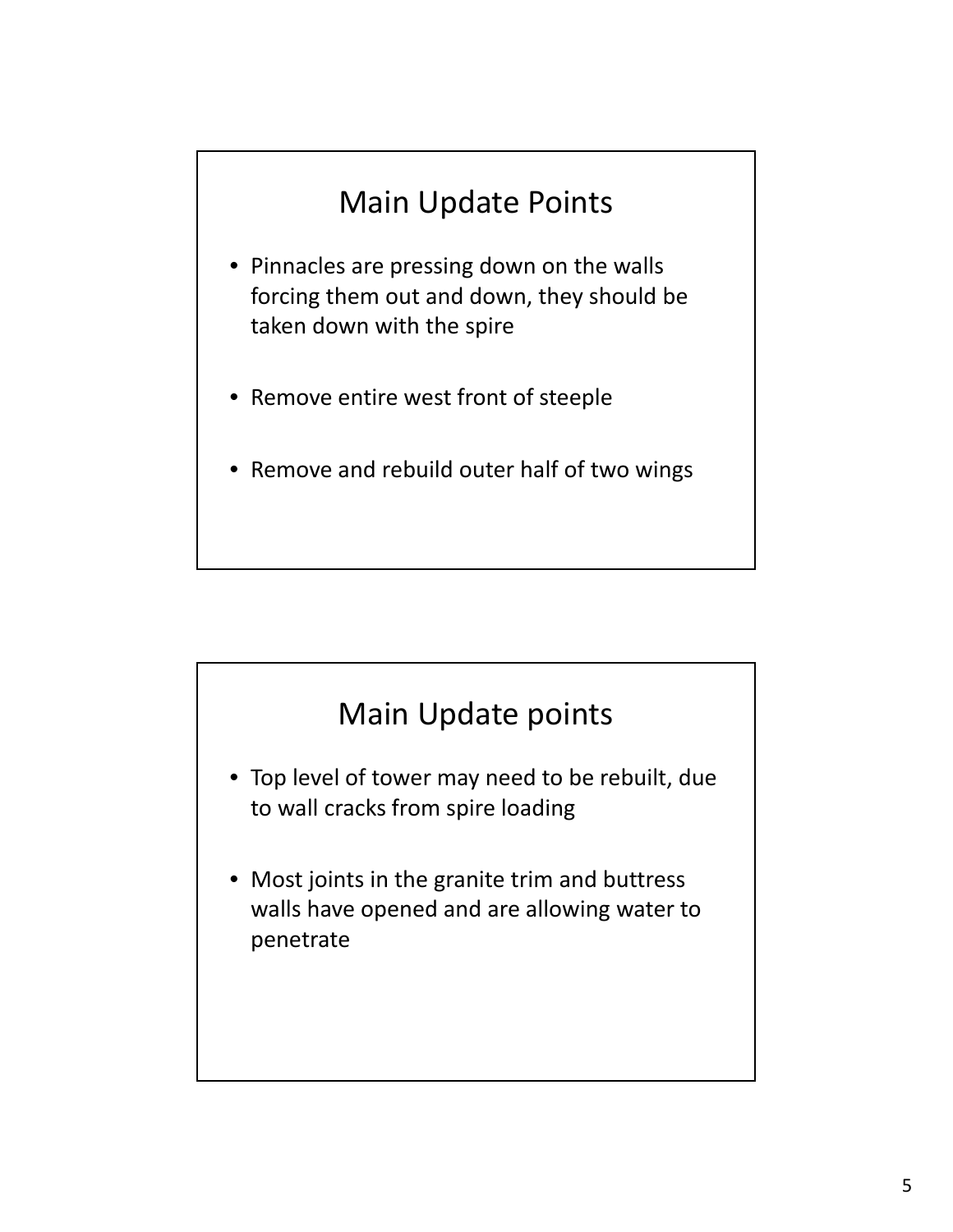## Main Update Points

- Pinnacles are pressing down on the walls forcing them out and down, they should be taken down with the spire
- Remove entire west front of steeple
- Remove and rebuild outer half of two wings

## Main Update points

- Top level of tower may need to be rebuilt, due to wall cracks from spire loading
- Most joints in the granite trim and buttress walls have opened and are allowing water to penetrate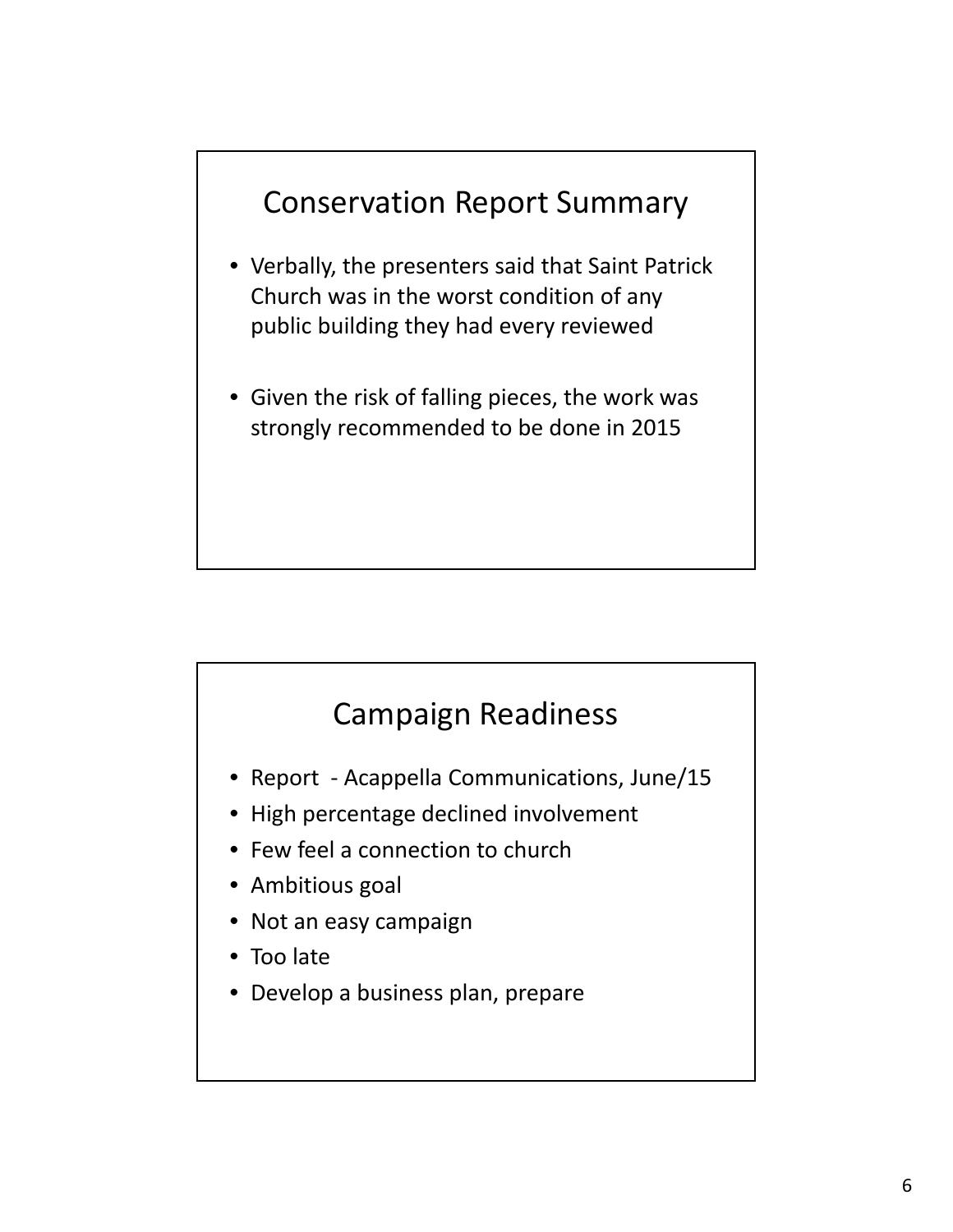## Conservation Report Summary

- Verbally, the presenters said that Saint Patrick Church was in the worst condition of any public building they had every reviewed
- Given the risk of falling pieces, the work was strongly recommended to be done in 2015

## Campaign Readiness

- Report - Acappella Communications, June/15
- High percentage declined involvement
- Few feel a connection to church
- Ambitious goal
- Not an easy campaign
- Too late
- Develop a business plan, prepare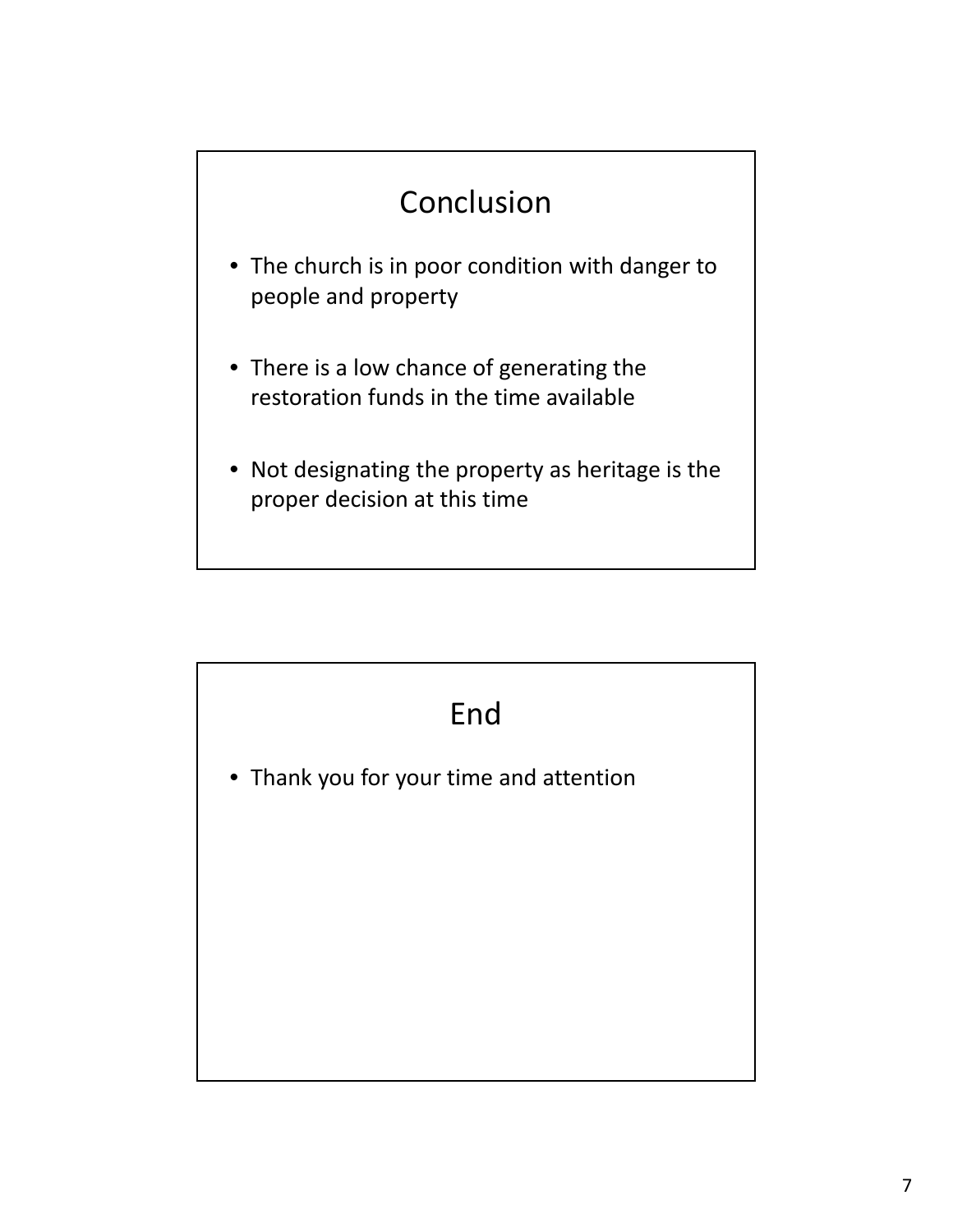## Conclusion

- The church is in poor condition with danger to people and property
- There is a low chance of generating the restoration funds in the time available
- Not designating the property as heritage is the proper decision at this time

## End

- Thank you for your time and attention